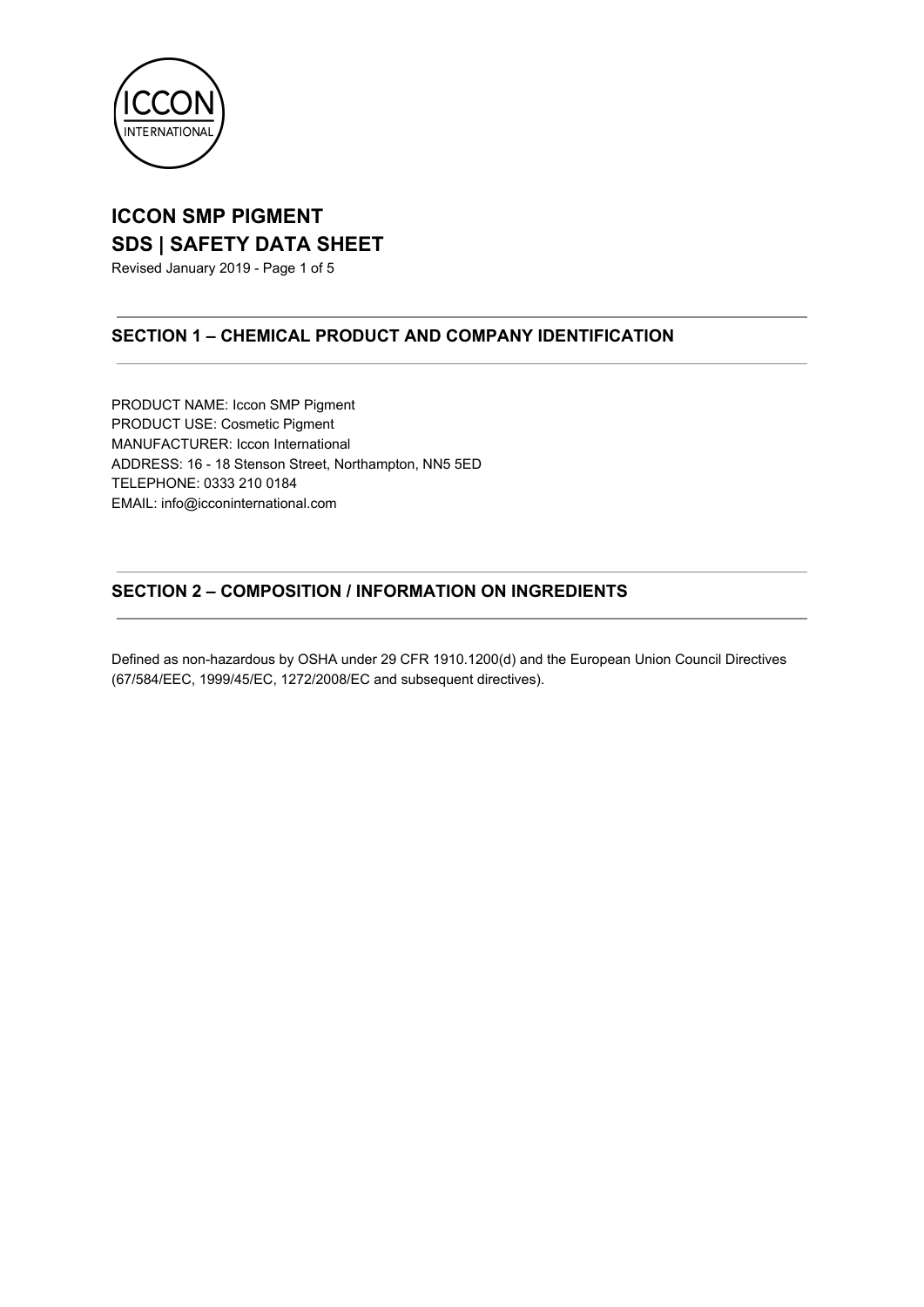# ICCON SMP PIGMENT
# SDS | SAFETY DATA SHEET

Revised January 2019

## SECTION 1 – CHEMICAL PRODUCT AND COMPANY IDENTIFICATION

PRODUCT NAME: Iccon SMP Pigment
PRODUCT USE: Cosmetic Pigment
MANUFACTURER: Iccon International
ADDRESS: 16 - 18 Stenson Street, Northampton, NN5 5ED
TELEPHONE: 0333 210 0184
EMAIL: info@icconinternational.com

## SECTION 2 – COMPOSITION / INFORMATION ON INGREDIENTS

Defined as non-hazardous by OSHA under 29 CFR 1910.1200(d) and the European Union Council Directives (67/584/EEC, 1999/45/EC, 1272/2008/EC and subsequent directives).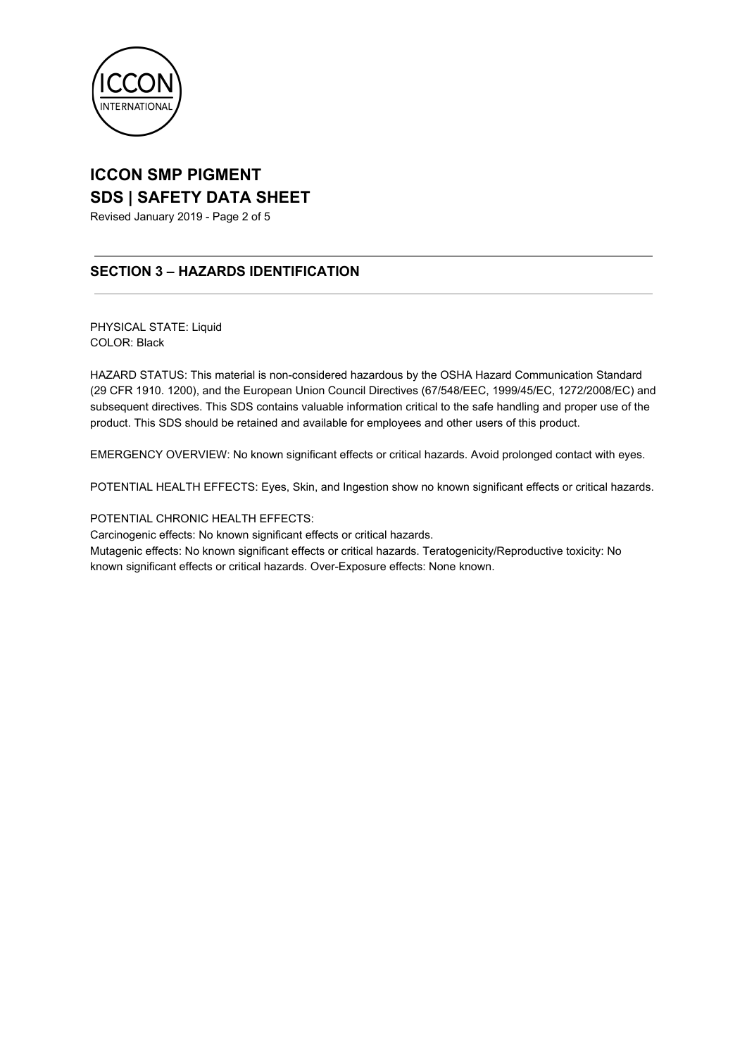# ICCON SMP PIGMENT
# SDS | SAFETY DATA SHEET

Revised January 2019

## SECTION 3 – HAZARDS IDENTIFICATION

PHYSICAL STATE: Liquid
COLOR: Black

HAZARD STATUS: This material is non-considered hazardous by the OSHA Hazard Communication Standard (29 CFR 1910. 1200), and the European Union Council Directives (67/548/EEC, 1999/45/EC, 1272/2008/EC) and subsequent directives. This SDS contains valuable information critical to the safe handling and proper use of the product. This SDS should be retained and available for employees and other users of this product.

EMERGENCY OVERVIEW: No known significant effects or critical hazards. Avoid prolonged contact with eyes.

POTENTIAL HEALTH EFFECTS: Eyes, Skin, and Ingestion show no known significant effects or critical hazards.

POTENTIAL CHRONIC HEALTH EFFECTS:
Carcinogenic effects: No known significant effects or critical hazards.
Mutagenic effects: No known significant effects or critical hazards. Teratogenicity/Reproductive toxicity: No known significant effects or critical hazards. Over-Exposure effects: None known.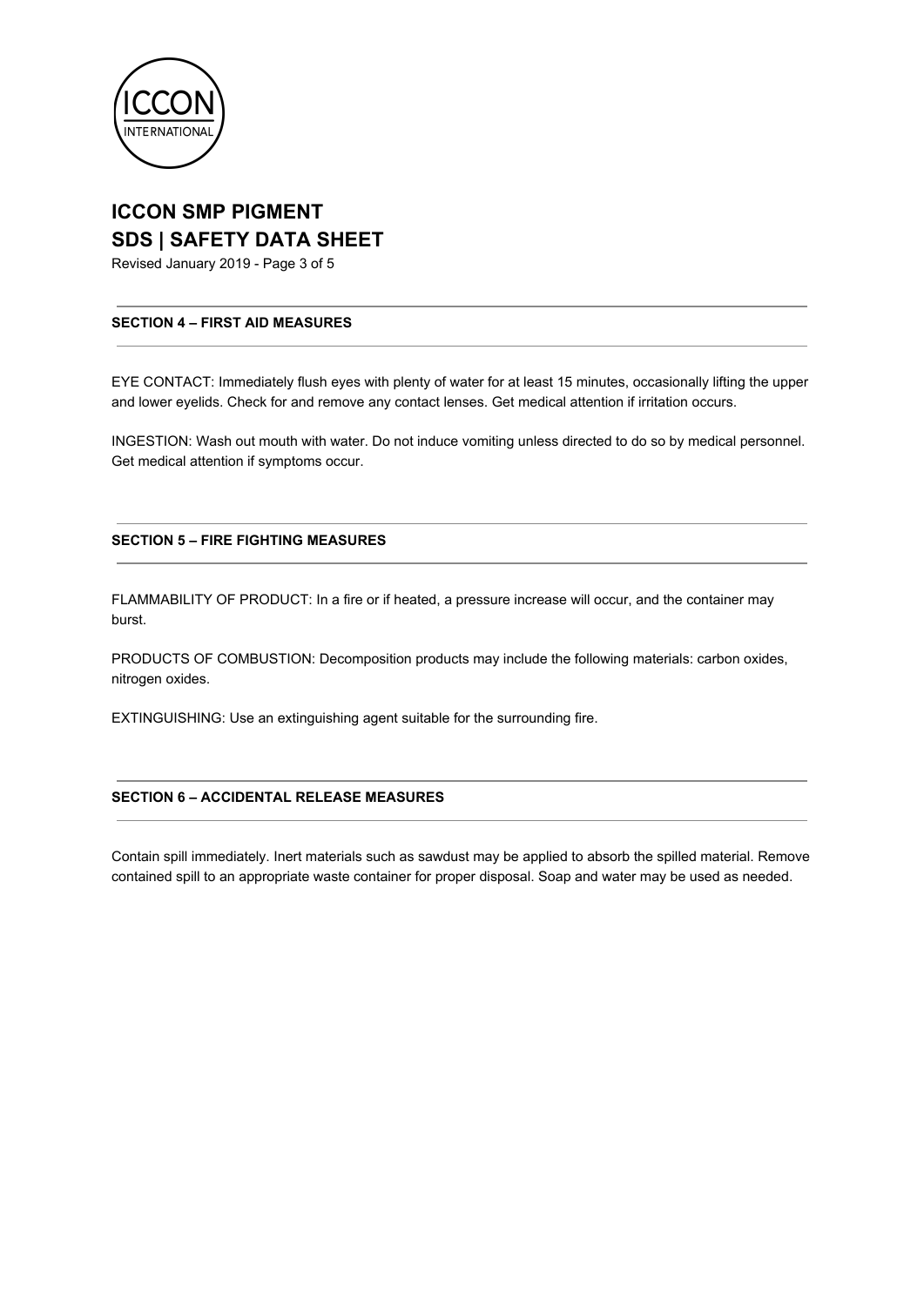## SECTION 4 – FIRST AID MEASURES

EYE CONTACT: Immediately flush eyes with plenty of water for at least 15 minutes, occasionally lifting the upper and lower eyelids. Check for and remove any contact lenses. Get medical attention if irritation occurs.

INGESTION: Wash out mouth with water. Do not induce vomiting unless directed to do so by medical personnel. Get medical attention if symptoms occur.

## SECTION 5 – FIRE FIGHTING MEASURES

FLAMMABILITY OF PRODUCT: In a fire or if heated, a pressure increase will occur, and the container may burst.

PRODUCTS OF COMBUSTION: Decomposition products may include the following materials: carbon oxides, nitrogen oxides.

EXTINGUISHING: Use an extinguishing agent suitable for the surrounding fire.

## SECTION 6 – ACCIDENTAL RELEASE MEASURES

Contain spill immediately. Inert materials such as sawdust may be applied to absorb the spilled material. Remove contained spill to an appropriate waste container for proper disposal. Soap and water may be used as needed.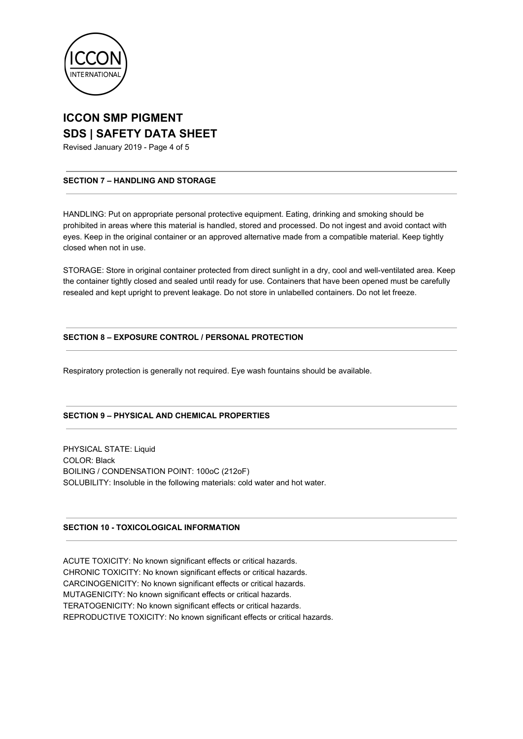## SECTION 7 – HANDLING AND STORAGE

HANDLING: Put on appropriate personal protective equipment. Eating, drinking and smoking should be prohibited in areas where this material is handled, stored and processed. Do not ingest and avoid contact with eyes. Keep in the original container or an approved alternative made from a compatible material. Keep tightly closed when not in use.

STORAGE: Store in original container protected from direct sunlight in a dry, cool and well-ventilated area. Keep the container tightly closed and sealed until ready for use. Containers that have been opened must be carefully resealed and kept upright to prevent leakage. Do not store in unlabelled containers. Do not let freeze.

## SECTION 8 – EXPOSURE CONTROL / PERSONAL PROTECTION

Respiratory protection is generally not required. Eye wash fountains should be available.

## SECTION 9 – PHYSICAL AND CHEMICAL PROPERTIES

PHYSICAL STATE: Liquid
COLOR: Black
BOILING / CONDENSATION POINT: 100oC (212oF)
SOLUBILITY: Insoluble in the following materials: cold water and hot water.

## SECTION 10 - TOXICOLOGICAL INFORMATION

ACUTE TOXICITY: No known significant effects or critical hazards.
CHRONIC TOXICITY: No known significant effects or critical hazards.
CARCINOGENICITY: No known significant effects or critical hazards.
MUTAGENICITY: No known significant effects or critical hazards.
TERATOGENICITY: No known significant effects or critical hazards.
REPRODUCTIVE TOXICITY: No known significant effects or critical hazards.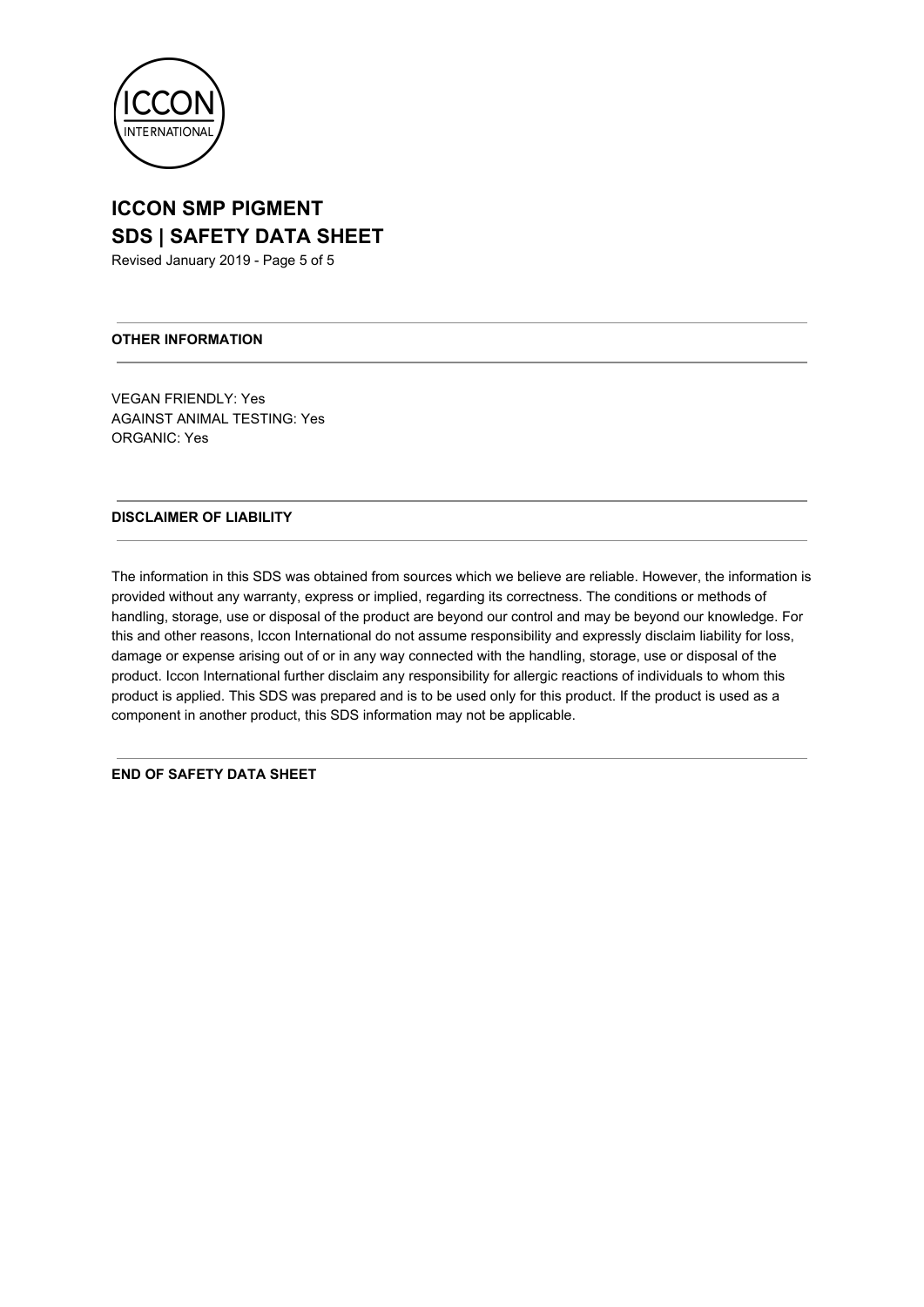# ICCON SMP PIGMENT

# SDS | SAFETY DATA SHEET

Revised January 2019 - Page 5 of 5

## OTHER INFORMATION

VEGAN FRIENDLY: Yes
AGAINST ANIMAL TESTING: Yes
ORGANIC: Yes

## DISCLAIMER OF LIABILITY

The information in this SDS was obtained from sources which we believe are reliable. However, the information is provided without any warranty, express or implied, regarding its correctness. The conditions or methods of handling, storage, use or disposal of the product are beyond our control and may be beyond our knowledge. For this and other reasons, Iccon International do not assume responsibility and expressly disclaim liability for loss, damage or expense arising out of or in any way connected with the handling, storage, use or disposal of the product. Iccon International further disclaim any responsibility for allergic reactions of individuals to whom this product is applied. This SDS was prepared and is to be used only for this product. If the product is used as a component in another product, this SDS information may not be applicable.

**END OF SAFETY DATA SHEET**